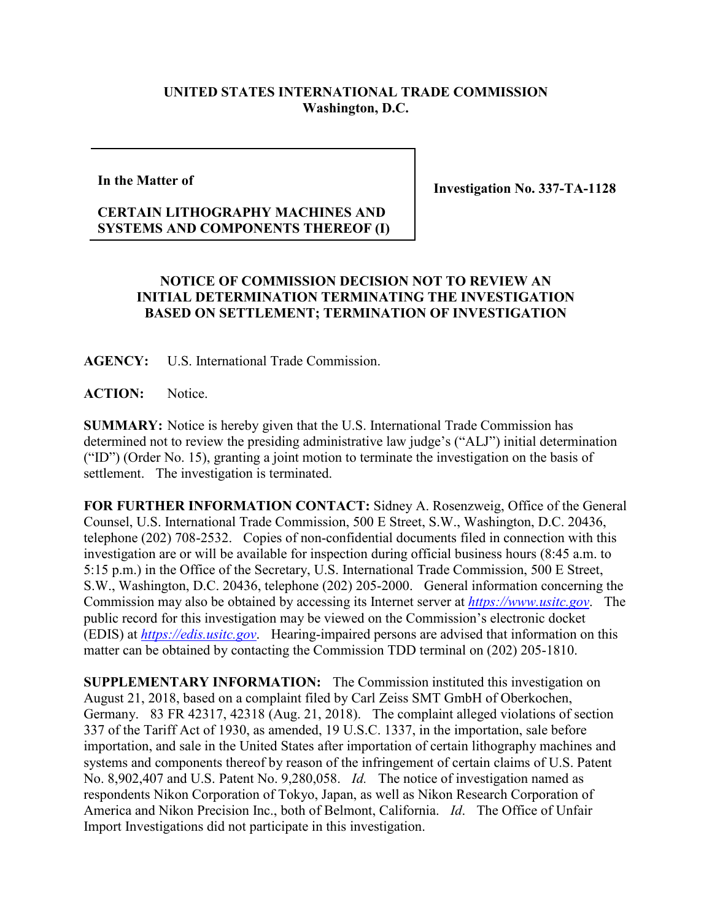**UNITED STATES INTERNATIONAL TRADE COMMISSION**
**Washington, D.C.**

| | |
|---|---|
| **In the Matter of**<br><br>**CERTAIN LITHOGRAPHY MACHINES AND SYSTEMS AND COMPONENTS THEREOF (I)** | **Investigation No. 337-TA-1128** |

**NOTICE OF COMMISSION DECISION NOT TO REVIEW AN INITIAL DETERMINATION TERMINATING THE INVESTIGATION BASED ON SETTLEMENT; TERMINATION OF INVESTIGATION**

**AGENCY:** U.S. International Trade Commission.

**ACTION:** Notice.

**SUMMARY:** Notice is hereby given that the U.S. International Trade Commission has determined not to review the presiding administrative law judge's ("ALJ") initial determination ("ID") (Order No. 15), granting a joint motion to terminate the investigation on the basis of settlement. The investigation is terminated.

**FOR FURTHER INFORMATION CONTACT:** Sidney A. Rosenzweig, Office of the General Counsel, U.S. International Trade Commission, 500 E Street, S.W., Washington, D.C. 20436, telephone (202) 708-2532. Copies of non-confidential documents filed in connection with this investigation are or will be available for inspection during official business hours (8:45 a.m. to 5:15 p.m.) in the Office of the Secretary, U.S. International Trade Commission, 500 E Street, S.W., Washington, D.C. 20436, telephone (202) 205-2000. General information concerning the Commission may also be obtained by accessing its Internet server at *https://www.usitc.gov*. The public record for this investigation may be viewed on the Commission's electronic docket (EDIS) at *https://edis.usitc.gov*. Hearing-impaired persons are advised that information on this matter can be obtained by contacting the Commission TDD terminal on (202) 205-1810.

**SUPPLEMENTARY INFORMATION:** The Commission instituted this investigation on August 21, 2018, based on a complaint filed by Carl Zeiss SMT GmbH of Oberkochen, Germany. 83 FR 42317, 42318 (Aug. 21, 2018). The complaint alleged violations of section 337 of the Tariff Act of 1930, as amended, 19 U.S.C. 1337, in the importation, sale before importation, and sale in the United States after importation of certain lithography machines and systems and components thereof by reason of the infringement of certain claims of U.S. Patent No. 8,902,407 and U.S. Patent No. 9,280,058. *Id.* The notice of investigation named as respondents Nikon Corporation of Tokyo, Japan, as well as Nikon Research Corporation of America and Nikon Precision Inc., both of Belmont, California. *Id*. The Office of Unfair Import Investigations did not participate in this investigation.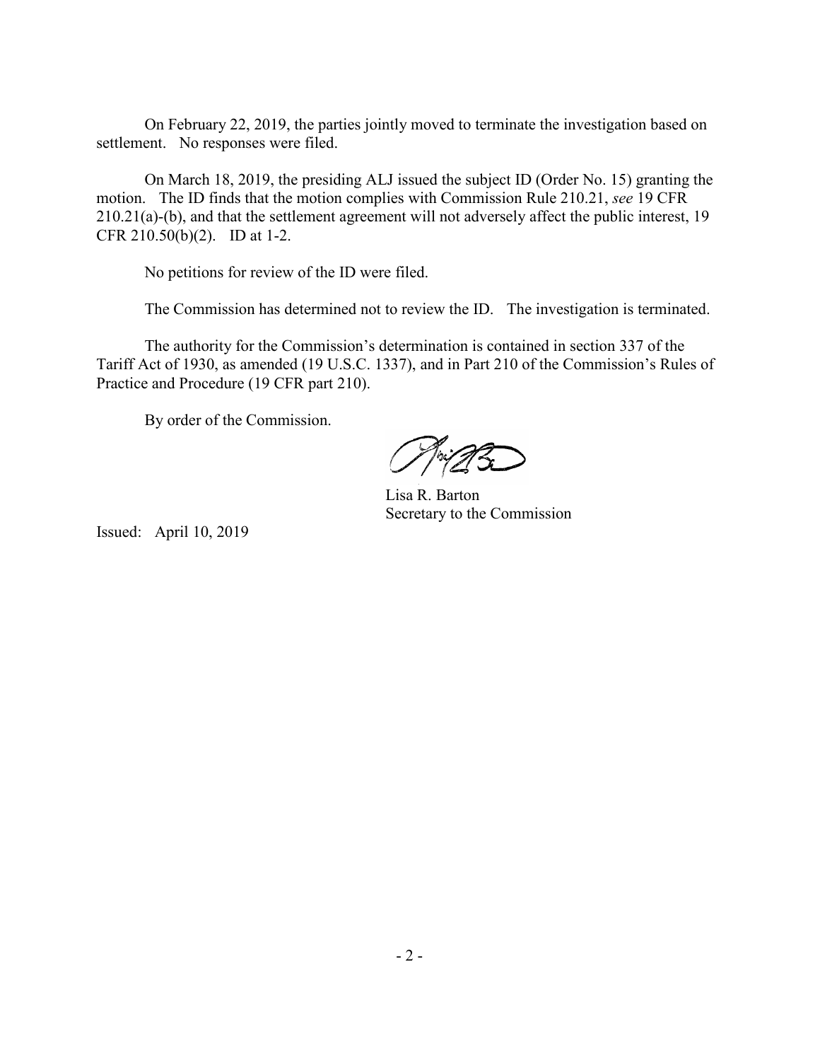On February 22, 2019, the parties jointly moved to terminate the investigation based on settlement. No responses were filed.

On March 18, 2019, the presiding ALJ issued the subject ID (Order No. 15) granting the motion. The ID finds that the motion complies with Commission Rule 210.21, *see* 19 CFR 210.21(a)-(b), and that the settlement agreement will not adversely affect the public interest, 19 CFR 210.50(b)(2). ID at 1-2.

No petitions for review of the ID were filed.

The Commission has determined not to review the ID. The investigation is terminated.

The authority for the Commission's determination is contained in section 337 of the Tariff Act of 1930, as amended (19 U.S.C. 1337), and in Part 210 of the Commission's Rules of Practice and Procedure (19 CFR part 210).

By order of the Commission.

Lisa R. Barton
Secretary to the Commission

Issued: April 10, 2019